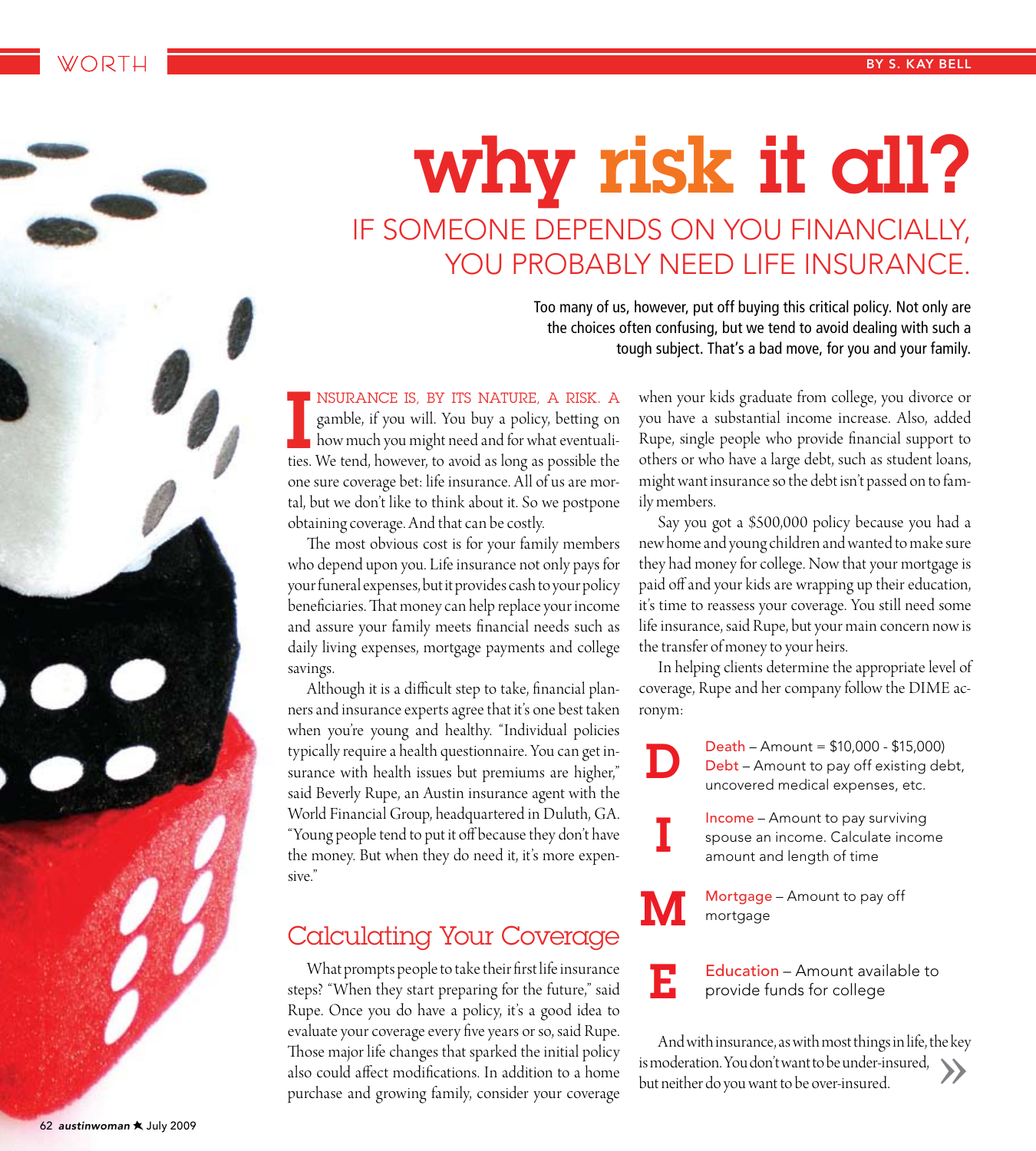BY S. KAY BELL

# why risk it all?

## IF SOMEONE DEPENDS ON YOU FINANCIALLY, YOU PROBABLY NEED LIFE INSURANCE.

Too many of us, however, put off buying this critical policy. Not only are the choices often confusing, but we tend to avoid dealing with such a tough subject. That's a bad move, for you and your family.

INSURANCE IS, BY ITS NATURE, A RISK. A gamble, if you will. You buy a policy, betting on how much you might need and for what eventualities. We tend, however, to avoid as long as possible the one sure coverage bet: life insurance. All of us are mortal, but we don't like to think about it. So we postpone obtaining coverage. And that can be costly.

The most obvious cost is for your family members who depend upon you. Life insurance not only pays for your funeral expenses, but it provides cash to your policy beneficiaries. That money can help replace your income and assure your family meets financial needs such as daily living expenses, mortgage payments and college savings.

Although it is a difficult step to take, financial planners and insurance experts agree that it's one best taken when you're young and healthy. "Individual policies typically require a health questionnaire. You can get insurance with health issues but premiums are higher," said Beverly Rupe, an Austin insurance agent with the World Financial Group, headquartered in Duluth, GA. "Young people tend to put it off because they don't have the money. But when they do need it, it's more expensive."

## Calculating Your Coverage

What prompts people to take their first life insurance steps? "When they start preparing for the future," said Rupe. Once you do have a policy, it's a good idea to evaluate your coverage every five years or so, said Rupe. Those major life changes that sparked the initial policy also could affect modifications. In addition to a home purchase and growing family, consider your coverage when your kids graduate from college, you divorce or you have a substantial income increase. Also, added Rupe, single people who provide financial support to others or who have a large debt, such as student loans, might want insurance so the debt isn't passed on to family members.

Say you got a $500,000 policy because you had a new home and young children and wanted to make sure they had money for college. Now that your mortgage is paid off and your kids are wrapping up their education, it's time to reassess your coverage. You still need some life insurance, said Rupe, but your main concern now is the transfer of money to your heirs.

In helping clients determine the appropriate level of coverage, Rupe and her company follow the DIME acronym:

**D** — Death – Amount = $10,000 - $15,000)
Debt – Amount to pay off existing debt, uncovered medical expenses, etc.

**I** — Income – Amount to pay surviving spouse an income. Calculate income amount and length of time

**M** — Mortgage – Amount to pay off mortgage

**E** — Education – Amount available to provide funds for college

And with insurance, as with most things in life, the key is moderation. You don't want to be under-insured, but neither do you want to be over-insured. »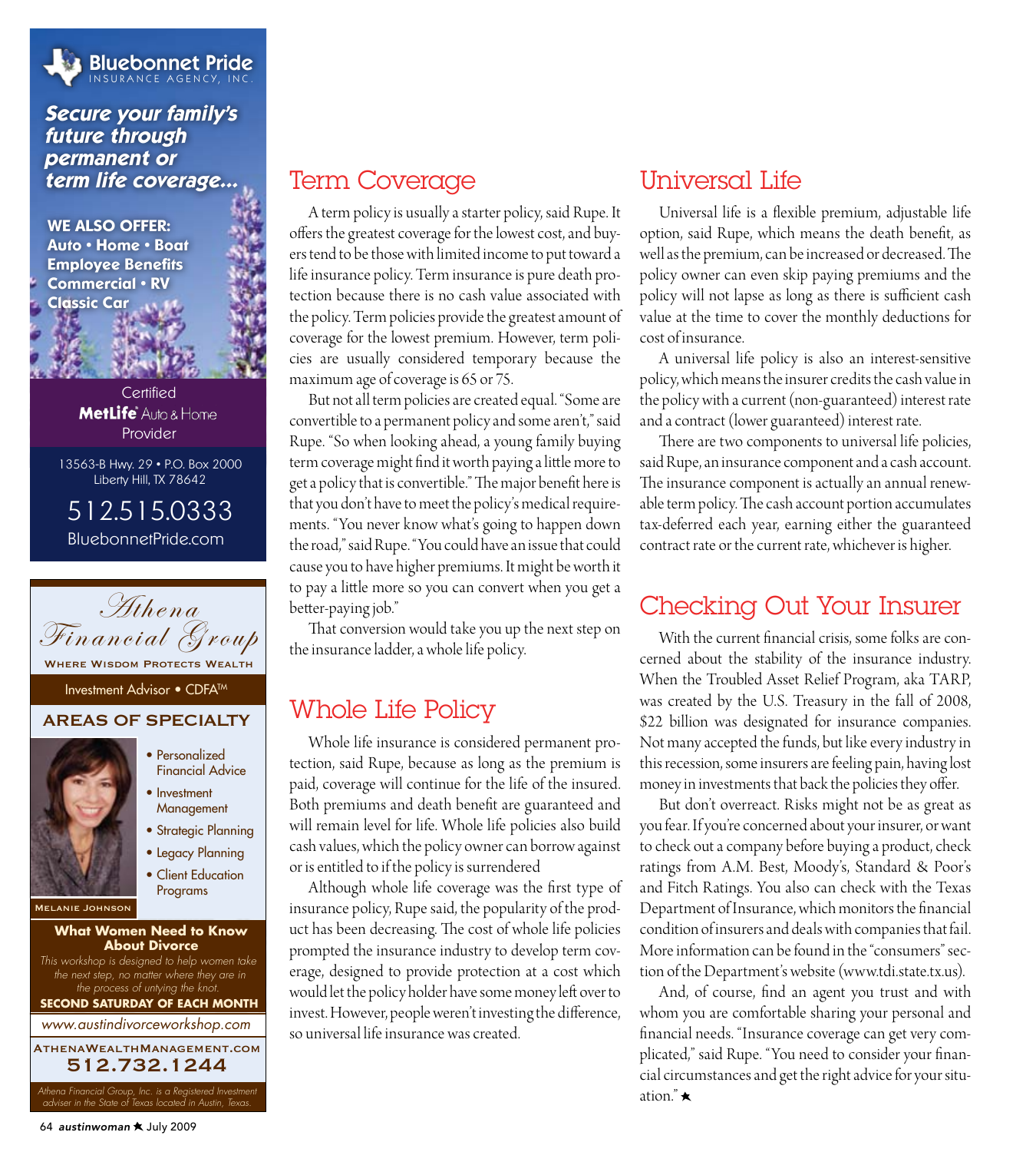Bluebonnet Pride
INSURANCE AGENCY, INC.

*Secure your family's future through permanent or term life coverage...*

**WE ALSO OFFER:**
**Auto • Home • Boat**
**Employee Benefits**
**Commercial • RV**
**Classic Car**

Certified
**MetLife** Auto & Home
Provider

13563-B Hwy. 29 • P.O. Box 2000
Liberty Hill, TX 78642

512.515.0333
BluebonnetPride.com

Athena Financial Group
WHERE WISDOM PROTECTS WEALTH

Investment Advisor • CDFA™

**AREAS OF SPECIALTY**

- Personalized Financial Advice
- Investment Management
- Strategic Planning
- Legacy Planning
- Client Education Programs

MELANIE JOHNSON

**What Women Need to Know About Divorce**

*This workshop is designed to help women take the next step, no matter where they are in the process of untying the knot.*

**SECOND SATURDAY OF EACH MONTH**

*www.austindivorceworkshop.com*

ATHENAWEALTHMANAGEMENT.COM
**512.732.1244**

*Athena Financial Group, Inc. is a Registered Investment adviser in the State of Texas located in Austin, Texas.*

## Term Coverage

A term policy is usually a starter policy, said Rupe. It offers the greatest coverage for the lowest cost, and buyers tend to be those with limited income to put toward a life insurance policy. Term insurance is pure death protection because there is no cash value associated with the policy. Term policies provide the greatest amount of coverage for the lowest premium. However, term policies are usually considered temporary because the maximum age of coverage is 65 or 75.

But not all term policies are created equal. "Some are convertible to a permanent policy and some aren't," said Rupe. "So when looking ahead, a young family buying term coverage might find it worth paying a little more to get a policy that is convertible." The major benefit here is that you don't have to meet the policy's medical requirements. "You never know what's going to happen down the road," said Rupe. "You could have an issue that could cause you to have higher premiums. It might be worth it to pay a little more so you can convert when you get a better-paying job."

That conversion would take you up the next step on the insurance ladder, a whole life policy.

## Whole Life Policy

Whole life insurance is considered permanent protection, said Rupe, because as long as the premium is paid, coverage will continue for the life of the insured. Both premiums and death benefit are guaranteed and will remain level for life. Whole life policies also build cash values, which the policy owner can borrow against or is entitled to if the policy is surrendered

Although whole life coverage was the first type of insurance policy, Rupe said, the popularity of the product has been decreasing. The cost of whole life policies prompted the insurance industry to develop term coverage, designed to provide protection at a cost which would let the policy holder have some money left over to invest. However, people weren't investing the difference, so universal life insurance was created.

## Universal Life

Universal life is a flexible premium, adjustable life option, said Rupe, which means the death benefit, as well as the premium, can be increased or decreased. The policy owner can even skip paying premiums and the policy will not lapse as long as there is sufficient cash value at the time to cover the monthly deductions for cost of insurance.

A universal life policy is also an interest-sensitive policy, which means the insurer credits the cash value in the policy with a current (non-guaranteed) interest rate and a contract (lower guaranteed) interest rate.

There are two components to universal life policies, said Rupe, an insurance component and a cash account. The insurance component is actually an annual renewable term policy. The cash account portion accumulates tax-deferred each year, earning either the guaranteed contract rate or the current rate, whichever is higher.

## Checking Out Your Insurer

With the current financial crisis, some folks are concerned about the stability of the insurance industry. When the Troubled Asset Relief Program, aka TARP, was created by the U.S. Treasury in the fall of 2008, $22 billion was designated for insurance companies. Not many accepted the funds, but like every industry in this recession, some insurers are feeling pain, having lost money in investments that back the policies they offer.

But don't overreact. Risks might not be as great as you fear. If you're concerned about your insurer, or want to check out a company before buying a product, check ratings from A.M. Best, Moody's, Standard & Poor's and Fitch Ratings. You also can check with the Texas Department of Insurance, which monitors the financial condition of insurers and deals with companies that fail. More information can be found in the "consumers" section of the Department's website (www.tdi.state.tx.us).

And, of course, find an agent you trust and with whom you are comfortable sharing your personal and financial needs. "Insurance coverage can get very complicated," said Rupe. "You need to consider your financial circumstances and get the right advice for your situation." ★